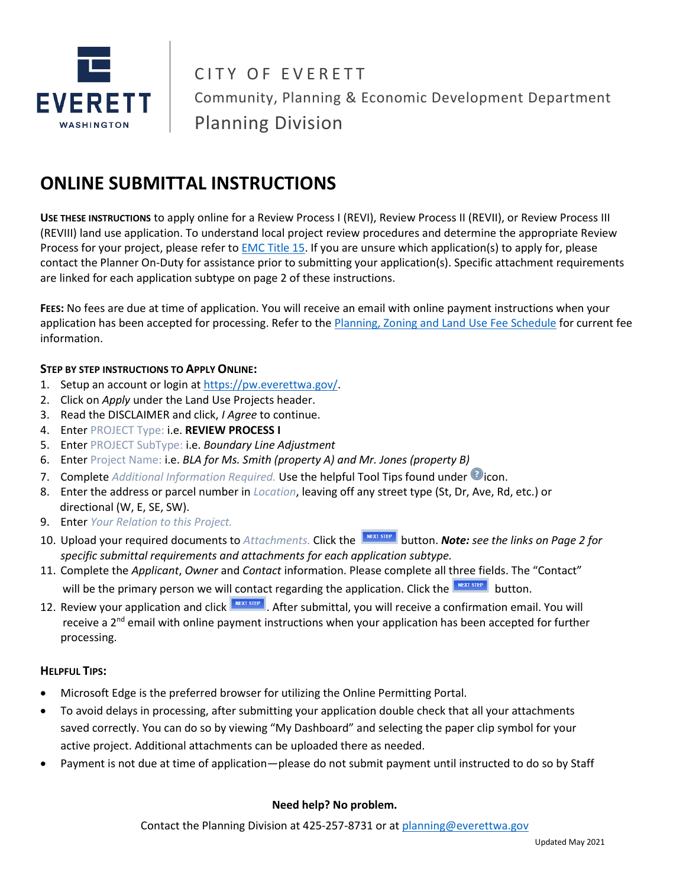CITY OF EVERETT

Community, Planning & Economic Development Department

Planning Division

# ONLINE SUBMITTAL INSTRUCTIONS

**USE THESE INSTRUCTIONS** to apply online for a Review Process I (REVI), Review Process II (REVII), or Review Process III (REVIII) land use application. To understand local project review procedures and determine the appropriate Review Process for your project, please refer to EMC Title 15. If you are unsure which application(s) to apply for, please contact the Planner On-Duty for assistance prior to submitting your application(s). Specific attachment requirements are linked for each application subtype on page 2 of these instructions.

**FEES:** No fees are due at time of application. You will receive an email with online payment instructions when your application has been accepted for processing. Refer to the Planning, Zoning and Land Use Fee Schedule for current fee information.

**STEP BY STEP INSTRUCTIONS TO APPLY ONLINE:**

1. Setup an account or login at https://pw.everettwa.gov/.
2. Click on *Apply* under the Land Use Projects header.
3. Read the DISCLAIMER and click, *I Agree* to continue.
4. Enter PROJECT Type: i.e. **REVIEW PROCESS I**
5. Enter PROJECT SubType: i.e. *Boundary Line Adjustment*
6. Enter Project Name: i.e. *BLA for Ms. Smith (property A) and Mr. Jones (property B)*
7. Complete *Additional Information Required.* Use the helpful Tool Tips found under icon.
8. Enter the address or parcel number in *Location*, leaving off any street type (St, Dr, Ave, Rd, etc.) or directional (W, E, SE, SW).
9. Enter *Your Relation to this Project.*
10. Upload your required documents to *Attachments.* Click the NEXT STEP button. ***Note:*** *see the links on Page 2 for specific submittal requirements and attachments for each application subtype.*
11. Complete the *Applicant*, *Owner* and *Contact* information. Please complete all three fields. The "Contact" will be the primary person we will contact regarding the application. Click the NEXT STEP button.
12. Review your application and click NEXT STEP. After submittal, you will receive a confirmation email. You will receive a 2nd email with online payment instructions when your application has been accepted for further processing.

**HELPFUL TIPS:**

- Microsoft Edge is the preferred browser for utilizing the Online Permitting Portal.
- To avoid delays in processing, after submitting your application double check that all your attachments saved correctly. You can do so by viewing "My Dashboard" and selecting the paper clip symbol for your active project. Additional attachments can be uploaded there as needed.
- Payment is not due at time of application—please do not submit payment until instructed to do so by Staff

**Need help? No problem.**

Contact the Planning Division at 425-257-8731 or at planning@everettwa.gov

Updated May 2021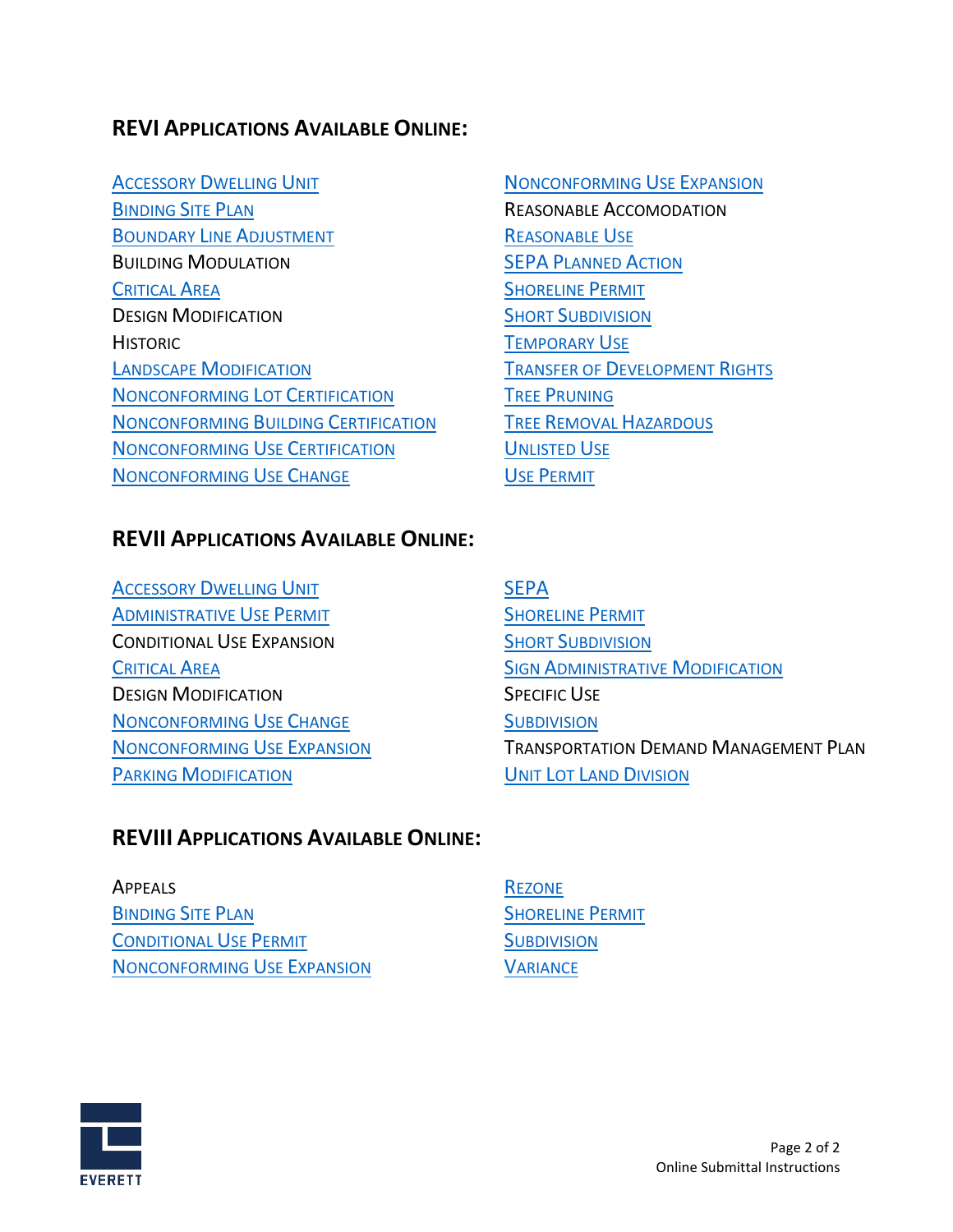## REVI Applications Available Online:

- Accessory Dwelling Unit
- Binding Site Plan
- Boundary Line Adjustment
- Building Modulation
- Critical Area
- Design Modification
- Historic
- Landscape Modification
- Nonconforming Lot Certification
- Nonconforming Building Certification
- Nonconforming Use Certification
- Nonconforming Use Change
- Nonconforming Use Expansion
- Reasonable Accomodation
- Reasonable Use
- SEPA Planned Action
- Shoreline Permit
- Short Subdivision
- Temporary Use
- Transfer of Development Rights
- Tree Pruning
- Tree Removal Hazardous
- Unlisted Use
- Use Permit

## REVII Applications Available Online:

- Accessory Dwelling Unit
- Administrative Use Permit
- Conditional Use Expansion
- Critical Area
- Design Modification
- Nonconforming Use Change
- Nonconforming Use Expansion
- Parking Modification
- SEPA
- Shoreline Permit
- Short Subdivision
- Sign Administrative Modification
- Specific Use
- Subdivision
- Transportation Demand Management Plan
- Unit Lot Land Division

## REVIII Applications Available Online:

- Appeals
- Binding Site Plan
- Conditional Use Permit
- Nonconforming Use Expansion
- Rezone
- Shoreline Permit
- Subdivision
- Variance